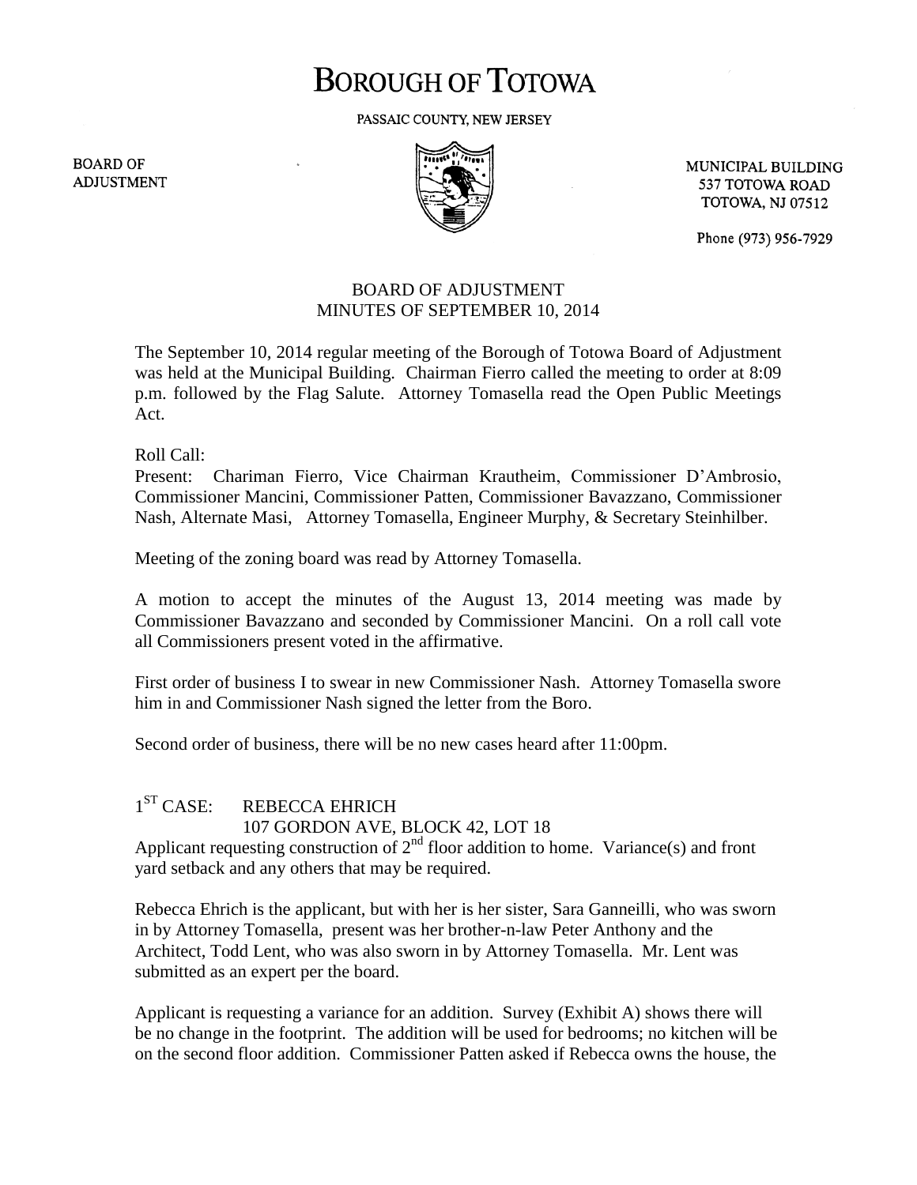# BOROUGH OF TOTOWA

PASSAIC COUNTY, NEW JERSEY

BOARD OF ADJUSTMENT

MUNICIPAL BUILDING
537 TOTOWA ROAD
TOTOWA, NJ 07512

Phone (973) 956-7929

## BOARD OF ADJUSTMENT
## MINUTES OF SEPTEMBER 10, 2014

The September 10, 2014 regular meeting of the Borough of Totowa Board of Adjustment was held at the Municipal Building. Chairman Fierro called the meeting to order at 8:09 p.m. followed by the Flag Salute. Attorney Tomasella read the Open Public Meetings Act.

Roll Call:
Present: Chariman Fierro, Vice Chairman Krautheim, Commissioner D'Ambrosio, Commissioner Mancini, Commissioner Patten, Commissioner Bavazzano, Commissioner Nash, Alternate Masi, Attorney Tomasella, Engineer Murphy, & Secretary Steinhilber.

Meeting of the zoning board was read by Attorney Tomasella.

A motion to accept the minutes of the August 13, 2014 meeting was made by Commissioner Bavazzano and seconded by Commissioner Mancini. On a roll call vote all Commissioners present voted in the affirmative.

First order of business I to swear in new Commissioner Nash. Attorney Tomasella swore him in and Commissioner Nash signed the letter from the Boro.

Second order of business, there will be no new cases heard after 11:00pm.

1ST CASE: REBECCA EHRICH
107 GORDON AVE, BLOCK 42, LOT 18

Applicant requesting construction of 2nd floor addition to home. Variance(s) and front yard setback and any others that may be required.

Rebecca Ehrich is the applicant, but with her is her sister, Sara Ganneilli, who was sworn in by Attorney Tomasella, present was her brother-n-law Peter Anthony and the Architect, Todd Lent, who was also sworn in by Attorney Tomasella. Mr. Lent was submitted as an expert per the board.

Applicant is requesting a variance for an addition. Survey (Exhibit A) shows there will be no change in the footprint. The addition will be used for bedrooms; no kitchen will be on the second floor addition. Commissioner Patten asked if Rebecca owns the house, the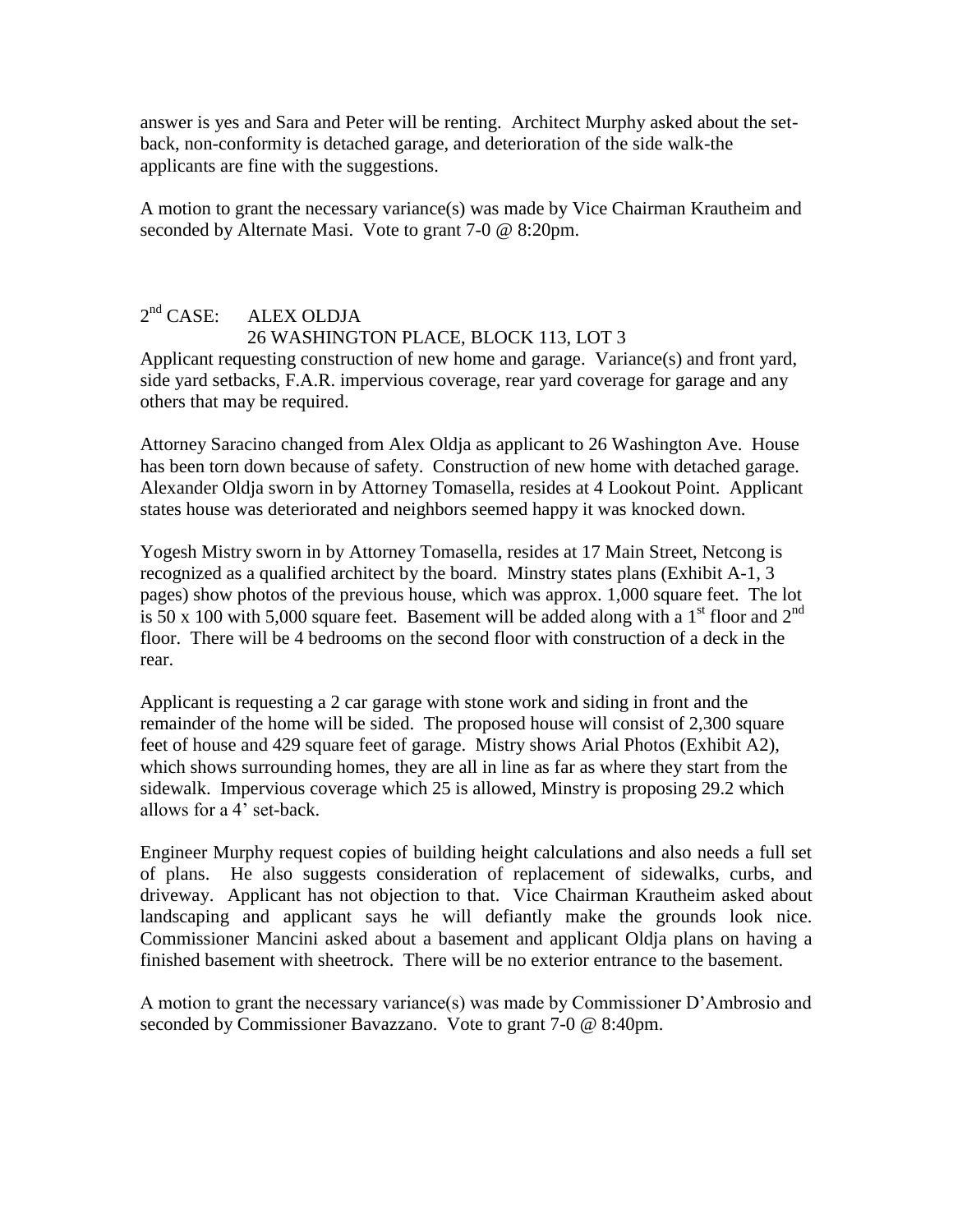answer is yes and Sara and Peter will be renting. Architect Murphy asked about the set-back, non-conformity is detached garage, and deterioration of the side walk-the applicants are fine with the suggestions.

A motion to grant the necessary variance(s) was made by Vice Chairman Krautheim and seconded by Alternate Masi. Vote to grant 7-0 @ 8:20pm.

2nd CASE: ALEX OLDJA
26 WASHINGTON PLACE, BLOCK 113, LOT 3

Applicant requesting construction of new home and garage. Variance(s) and front yard, side yard setbacks, F.A.R. impervious coverage, rear yard coverage for garage and any others that may be required.

Attorney Saracino changed from Alex Oldja as applicant to 26 Washington Ave. House has been torn down because of safety. Construction of new home with detached garage. Alexander Oldja sworn in by Attorney Tomasella, resides at 4 Lookout Point. Applicant states house was deteriorated and neighbors seemed happy it was knocked down.

Yogesh Mistry sworn in by Attorney Tomasella, resides at 17 Main Street, Netcong is recognized as a qualified architect by the board. Minstry states plans (Exhibit A-1, 3 pages) show photos of the previous house, which was approx. 1,000 square feet. The lot is 50 x 100 with 5,000 square feet. Basement will be added along with a 1st floor and 2nd floor. There will be 4 bedrooms on the second floor with construction of a deck in the rear.

Applicant is requesting a 2 car garage with stone work and siding in front and the remainder of the home will be sided. The proposed house will consist of 2,300 square feet of house and 429 square feet of garage. Mistry shows Arial Photos (Exhibit A2), which shows surrounding homes, they are all in line as far as where they start from the sidewalk. Impervious coverage which 25 is allowed, Minstry is proposing 29.2 which allows for a 4' set-back.

Engineer Murphy request copies of building height calculations and also needs a full set of plans. He also suggests consideration of replacement of sidewalks, curbs, and driveway. Applicant has not objection to that. Vice Chairman Krautheim asked about landscaping and applicant says he will defiantly make the grounds look nice. Commissioner Mancini asked about a basement and applicant Oldja plans on having a finished basement with sheetrock. There will be no exterior entrance to the basement.

A motion to grant the necessary variance(s) was made by Commissioner D'Ambrosio and seconded by Commissioner Bavazzano. Vote to grant 7-0 @ 8:40pm.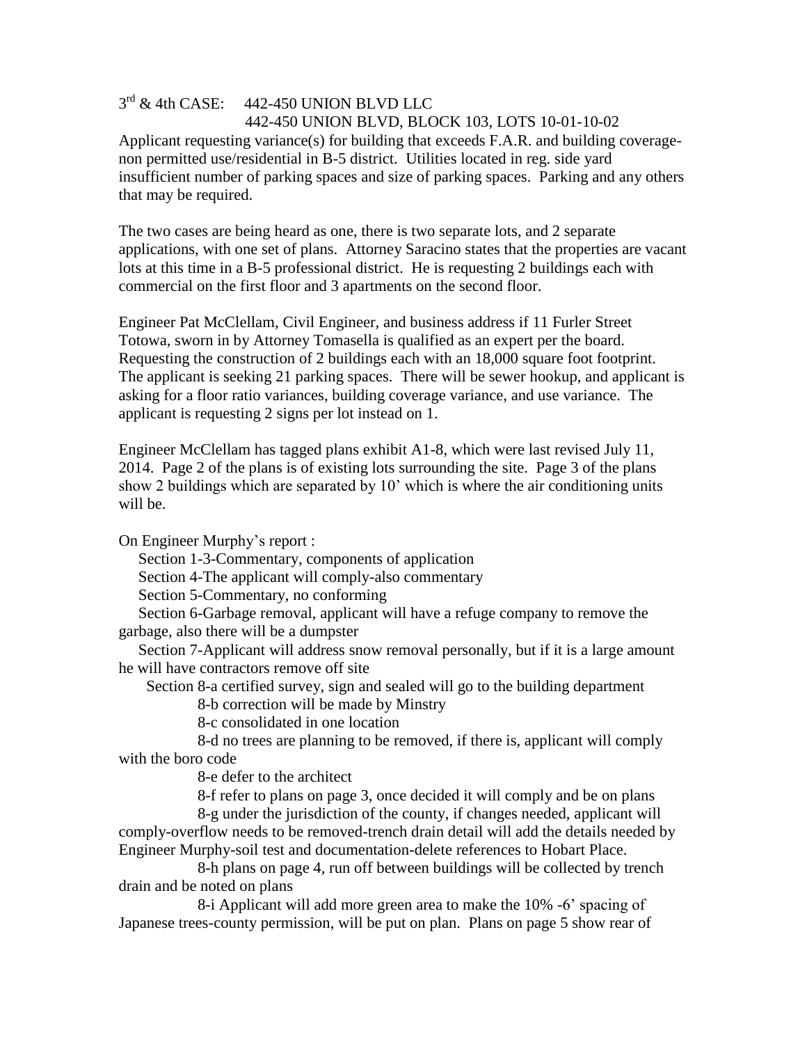3rd & 4th CASE: 442-450 UNION BLVD LLC
442-450 UNION BLVD, BLOCK 103, LOTS 10-01-10-02

Applicant requesting variance(s) for building that exceeds F.A.R. and building coverage-non permitted use/residential in B-5 district. Utilities located in reg. side yard insufficient number of parking spaces and size of parking spaces. Parking and any others that may be required.

The two cases are being heard as one, there is two separate lots, and 2 separate applications, with one set of plans. Attorney Saracino states that the properties are vacant lots at this time in a B-5 professional district. He is requesting 2 buildings each with commercial on the first floor and 3 apartments on the second floor.

Engineer Pat McClellam, Civil Engineer, and business address if 11 Furler Street Totowa, sworn in by Attorney Tomasella is qualified as an expert per the board. Requesting the construction of 2 buildings each with an 18,000 square foot footprint. The applicant is seeking 21 parking spaces. There will be sewer hookup, and applicant is asking for a floor ratio variances, building coverage variance, and use variance. The applicant is requesting 2 signs per lot instead on 1.

Engineer McClellam has tagged plans exhibit A1-8, which were last revised July 11, 2014. Page 2 of the plans is of existing lots surrounding the site. Page 3 of the plans show 2 buildings which are separated by 10' which is where the air conditioning units will be.

On Engineer Murphy's report :

- Section 1-3-Commentary, components of application
- Section 4-The applicant will comply-also commentary
- Section 5-Commentary, no conforming
- Section 6-Garbage removal, applicant will have a refuge company to remove the garbage, also there will be a dumpster
- Section 7-Applicant will address snow removal personally, but if it is a large amount he will have contractors remove off site
- Section 8-a certified survey, sign and sealed will go to the building department
  - 8-b correction will be made by Minstry
  - 8-c consolidated in one location
  - 8-d no trees are planning to be removed, if there is, applicant will comply with the boro code
  - 8-e defer to the architect
  - 8-f refer to plans on page 3, once decided it will comply and be on plans
  - 8-g under the jurisdiction of the county, if changes needed, applicant will comply-overflow needs to be removed-trench drain detail will add the details needed by Engineer Murphy-soil test and documentation-delete references to Hobart Place.
  - 8-h plans on page 4, run off between buildings will be collected by trench drain and be noted on plans
  - 8-i Applicant will add more green area to make the 10% -6' spacing of Japanese trees-county permission, will be put on plan. Plans on page 5 show rear of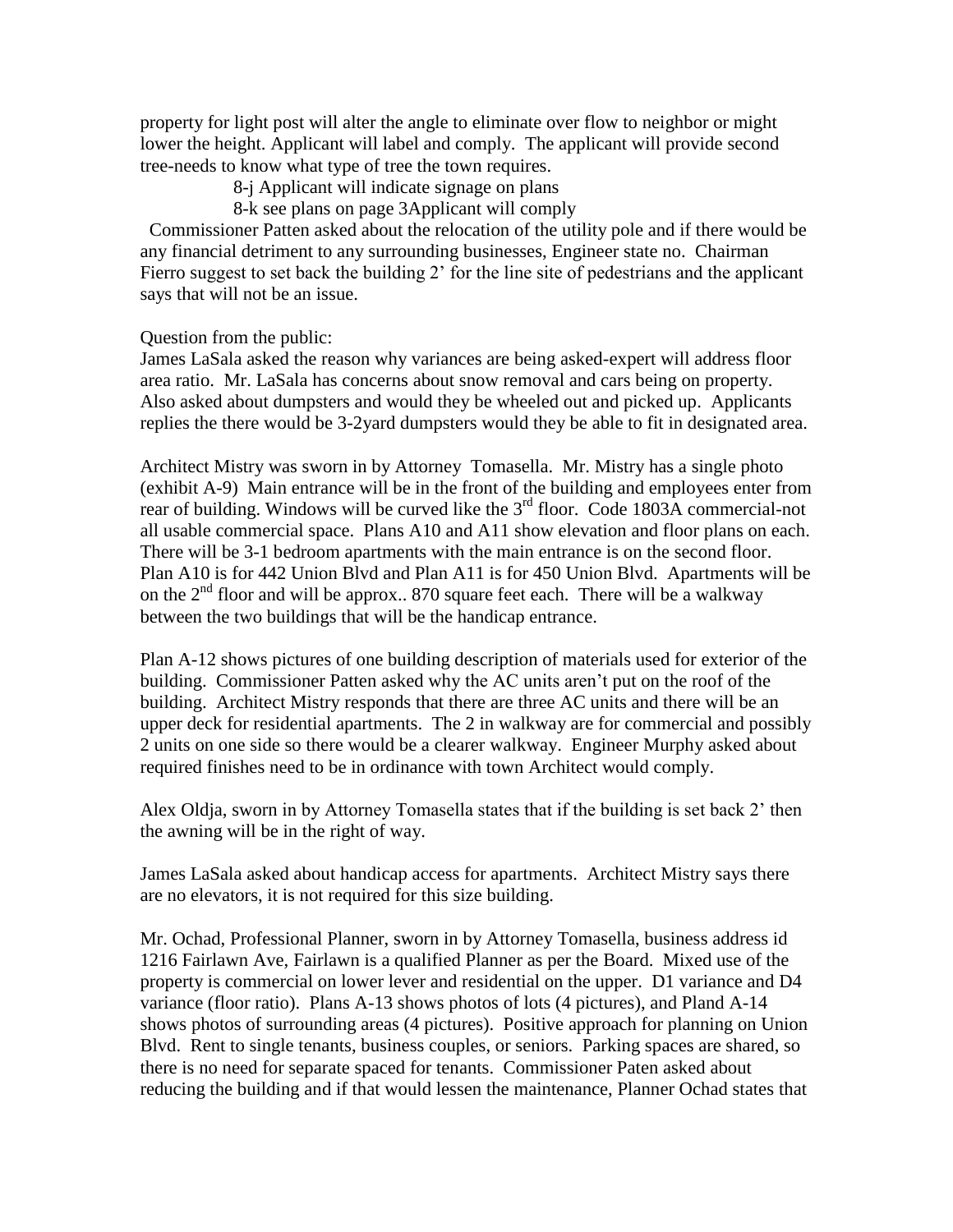property for light post will alter the angle to eliminate over flow to neighbor or might lower the height. Applicant will label and comply. The applicant will provide second tree-needs to know what type of tree the town requires.

8-j Applicant will indicate signage on plans

8-k see plans on page 3Applicant will comply

Commissioner Patten asked about the relocation of the utility pole and if there would be any financial detriment to any surrounding businesses, Engineer state no. Chairman Fierro suggest to set back the building 2' for the line site of pedestrians and the applicant says that will not be an issue.

Question from the public:
James LaSala asked the reason why variances are being asked-expert will address floor area ratio. Mr. LaSala has concerns about snow removal and cars being on property. Also asked about dumpsters and would they be wheeled out and picked up. Applicants replies the there would be 3-2yard dumpsters would they be able to fit in designated area.

Architect Mistry was sworn in by Attorney Tomasella. Mr. Mistry has a single photo (exhibit A-9) Main entrance will be in the front of the building and employees enter from rear of building. Windows will be curved like the 3rd floor. Code 1803A commercial-not all usable commercial space. Plans A10 and A11 show elevation and floor plans on each. There will be 3-1 bedroom apartments with the main entrance is on the second floor. Plan A10 is for 442 Union Blvd and Plan A11 is for 450 Union Blvd. Apartments will be on the 2nd floor and will be approx.. 870 square feet each. There will be a walkway between the two buildings that will be the handicap entrance.

Plan A-12 shows pictures of one building description of materials used for exterior of the building. Commissioner Patten asked why the AC units aren't put on the roof of the building. Architect Mistry responds that there are three AC units and there will be an upper deck for residential apartments. The 2 in walkway are for commercial and possibly 2 units on one side so there would be a clearer walkway. Engineer Murphy asked about required finishes need to be in ordinance with town Architect would comply.

Alex Oldja, sworn in by Attorney Tomasella states that if the building is set back 2' then the awning will be in the right of way.

James LaSala asked about handicap access for apartments. Architect Mistry says there are no elevators, it is not required for this size building.

Mr. Ochad, Professional Planner, sworn in by Attorney Tomasella, business address id 1216 Fairlawn Ave, Fairlawn is a qualified Planner as per the Board. Mixed use of the property is commercial on lower lever and residential on the upper. D1 variance and D4 variance (floor ratio). Plans A-13 shows photos of lots (4 pictures), and Pland A-14 shows photos of surrounding areas (4 pictures). Positive approach for planning on Union Blvd. Rent to single tenants, business couples, or seniors. Parking spaces are shared, so there is no need for separate spaced for tenants. Commissioner Paten asked about reducing the building and if that would lessen the maintenance, Planner Ochad states that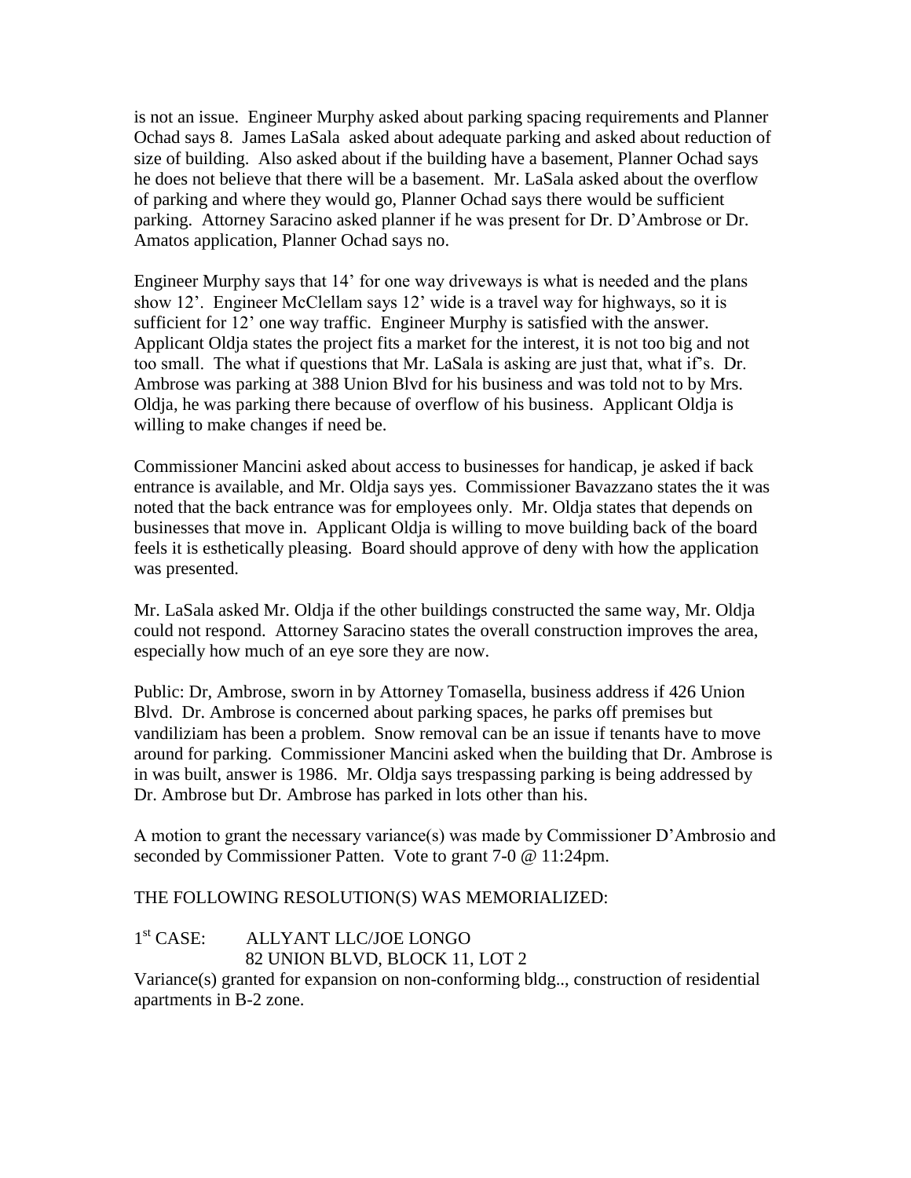is not an issue. Engineer Murphy asked about parking spacing requirements and Planner Ochad says 8. James LaSala asked about adequate parking and asked about reduction of size of building. Also asked about if the building have a basement, Planner Ochad says he does not believe that there will be a basement. Mr. LaSala asked about the overflow of parking and where they would go, Planner Ochad says there would be sufficient parking. Attorney Saracino asked planner if he was present for Dr. D'Ambrose or Dr. Amatos application, Planner Ochad says no.

Engineer Murphy says that 14' for one way driveways is what is needed and the plans show 12'. Engineer McClellam says 12' wide is a travel way for highways, so it is sufficient for 12' one way traffic. Engineer Murphy is satisfied with the answer. Applicant Oldja states the project fits a market for the interest, it is not too big and not too small. The what if questions that Mr. LaSala is asking are just that, what if's. Dr. Ambrose was parking at 388 Union Blvd for his business and was told not to by Mrs. Oldja, he was parking there because of overflow of his business. Applicant Oldja is willing to make changes if need be.

Commissioner Mancini asked about access to businesses for handicap, je asked if back entrance is available, and Mr. Oldja says yes. Commissioner Bavazzano states the it was noted that the back entrance was for employees only. Mr. Oldja states that depends on businesses that move in. Applicant Oldja is willing to move building back of the board feels it is esthetically pleasing. Board should approve of deny with how the application was presented.

Mr. LaSala asked Mr. Oldja if the other buildings constructed the same way, Mr. Oldja could not respond. Attorney Saracino states the overall construction improves the area, especially how much of an eye sore they are now.

Public: Dr, Ambrose, sworn in by Attorney Tomasella, business address if 426 Union Blvd. Dr. Ambrose is concerned about parking spaces, he parks off premises but vandiliziam has been a problem. Snow removal can be an issue if tenants have to move around for parking. Commissioner Mancini asked when the building that Dr. Ambrose is in was built, answer is 1986. Mr. Oldja says trespassing parking is being addressed by Dr. Ambrose but Dr. Ambrose has parked in lots other than his.

A motion to grant the necessary variance(s) was made by Commissioner D'Ambrosio and seconded by Commissioner Patten. Vote to grant 7-0 @ 11:24pm.

THE FOLLOWING RESOLUTION(S) WAS MEMORIALIZED:

1st CASE: ALLYANT LLC/JOE LONGO
82 UNION BLVD, BLOCK 11, LOT 2

Variance(s) granted for expansion on non-conforming bldg.., construction of residential apartments in B-2 zone.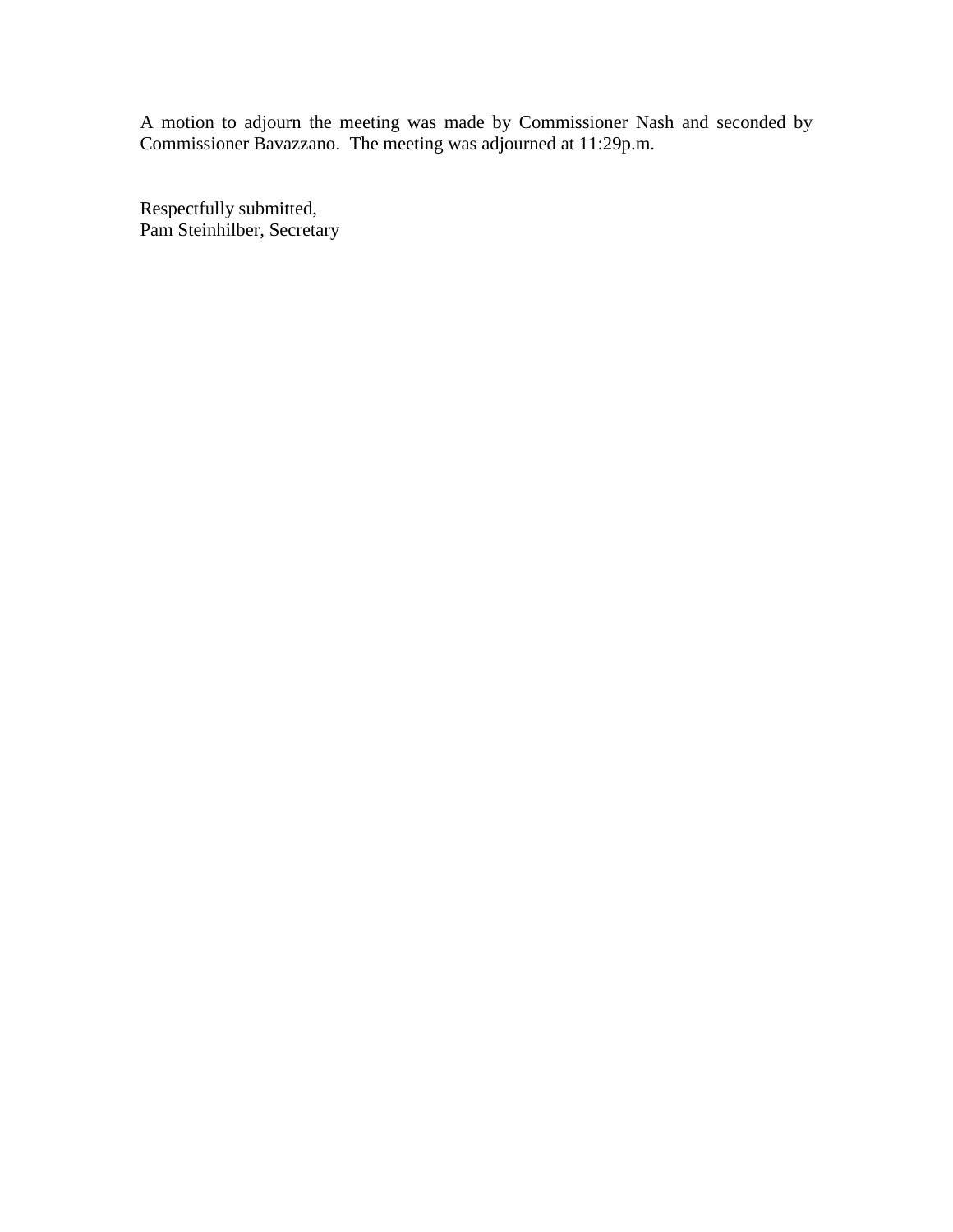A motion to adjourn the meeting was made by Commissioner Nash and seconded by Commissioner Bavazzano. The meeting was adjourned at 11:29p.m.

Respectfully submitted,
Pam Steinhilber, Secretary